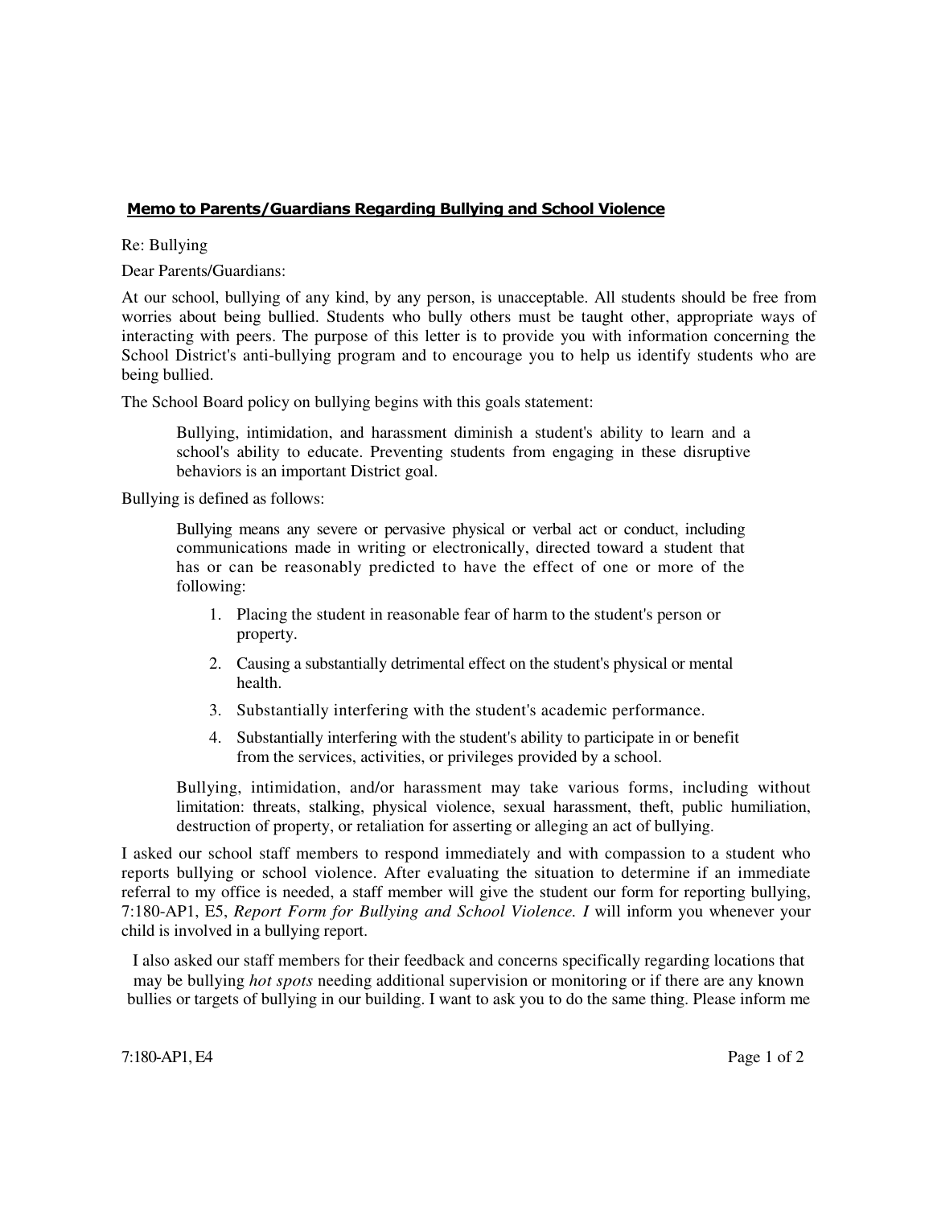**Memo to Parents/Guardians Regarding Bullying and School Violence**

Re: Bullying

Dear Parents/Guardians:

At our school, bullying of any kind, by any person, is unacceptable. All students should be free from worries about being bullied. Students who bully others must be taught other, appropriate ways of interacting with peers. The purpose of this letter is to provide you with information concerning the School District's anti-bullying program and to encourage you to help us identify students who are being bullied.

The School Board policy on bullying begins with this goals statement:

> Bullying, intimidation, and harassment diminish a student's ability to learn and a school's ability to educate. Preventing students from engaging in these disruptive behaviors is an important District goal.

Bullying is defined as follows:

> Bullying means any severe or pervasive physical or verbal act or conduct, including communications made in writing or electronically, directed toward a student that has or can be reasonably predicted to have the effect of one or more of the following:
>
> 1. Placing the student in reasonable fear of harm to the student's person or property.
> 2. Causing a substantially detrimental effect on the student's physical or mental health.
> 3. Substantially interfering with the student's academic performance.
> 4. Substantially interfering with the student's ability to participate in or benefit from the services, activities, or privileges provided by a school.
>
> Bullying, intimidation, and/or harassment may take various forms, including without limitation: threats, stalking, physical violence, sexual harassment, theft, public humiliation, destruction of property, or retaliation for asserting or alleging an act of bullying.

I asked our school staff members to respond immediately and with compassion to a student who reports bullying or school violence. After evaluating the situation to determine if an immediate referral to my office is needed, a staff member will give the student our form for reporting bullying, 7:180-AP1, E5, *Report Form for Bullying and School Violence. I* will inform you whenever your child is involved in a bullying report.

I also asked our staff members for their feedback and concerns specifically regarding locations that may be bullying *hot spots* needing additional supervision or monitoring or if there are any known bullies or targets of bullying in our building. I want to ask you to do the same thing. Please inform me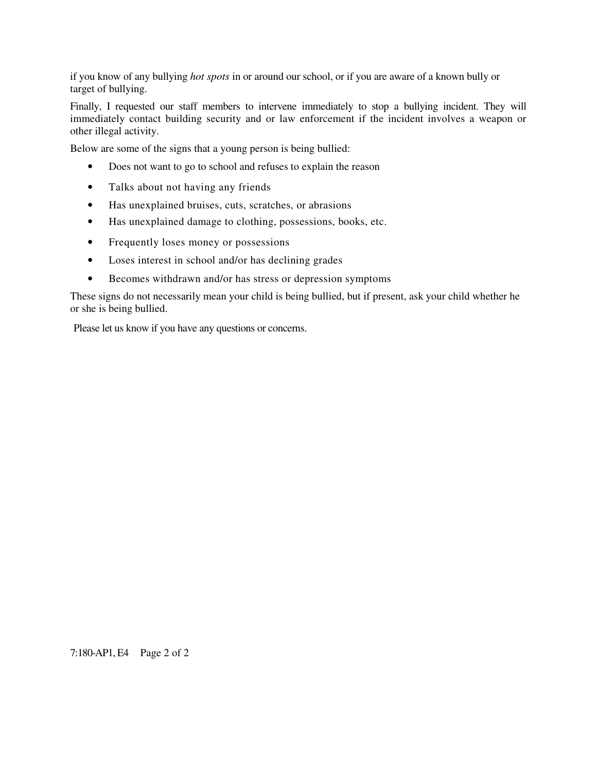if you know of any bullying *hot spots* in or around our school, or if you are aware of a known bully or target of bullying.

Finally, I requested our staff members to intervene immediately to stop a bullying incident. They will immediately contact building security and or law enforcement if the incident involves a weapon or other illegal activity.

Below are some of the signs that a young person is being bullied:

- Does not want to go to school and refuses to explain the reason
- Talks about not having any friends
- Has unexplained bruises, cuts, scratches, or abrasions
- Has unexplained damage to clothing, possessions, books, etc.
- Frequently loses money or possessions
- Loses interest in school and/or has declining grades
- Becomes withdrawn and/or has stress or depression symptoms

These signs do not necessarily mean your child is being bullied, but if present, ask your child whether he or she is being bullied.

Please let us know if you have any questions or concerns.